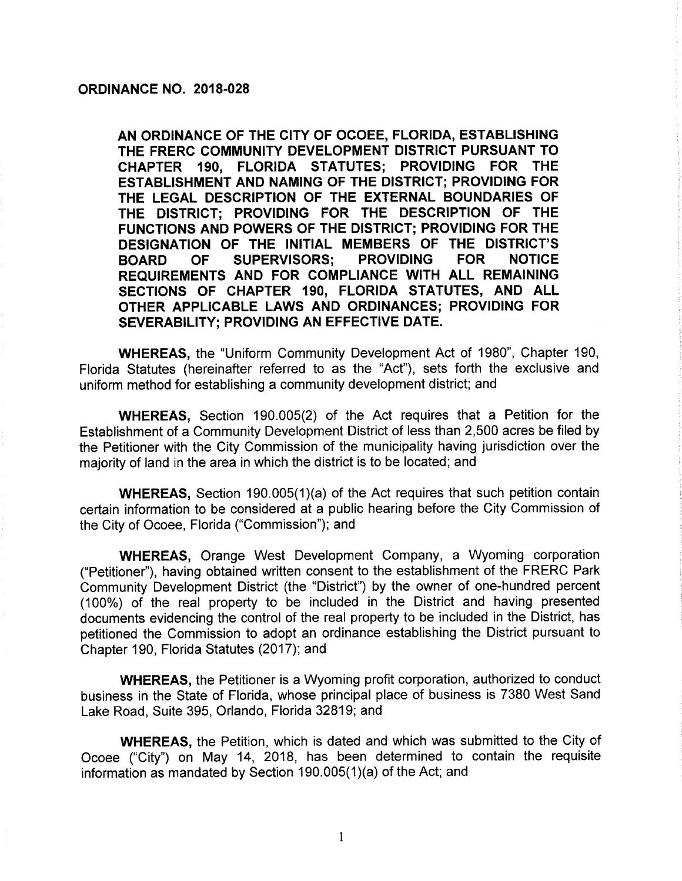# ORDINANCE NO. 2018-028

**AN ORDINANCE OF THE CITY OF OCOEE, FLORIDA, ESTABLISHING THE FRERC COMMUNITY DEVELOPMENT DISTRICT PURSUANT TO CHAPTER 190, FLORIDA STATUTES; PROVIDING FOR THE ESTABLISHMENT AND NAMING OF THE DISTRICT; PROVIDING FOR THE LEGAL DESCRIPTION OF THE EXTERNAL BOUNDARIES OF THE DISTRICT; PROVIDING FOR THE DESCRIPTION OF THE FUNCTIONS AND POWERS OF THE DISTRICT; PROVIDING FOR THE DESIGNATION OF THE INITIAL MEMBERS OF THE DISTRICT'S BOARD OF SUPERVISORS; PROVIDING FOR NOTICE REQUIREMENTS AND FOR COMPLIANCE WITH ALL REMAINING SECTIONS OF CHAPTER 190, FLORIDA STATUTES, AND ALL OTHER APPLICABLE LAWS AND ORDINANCES; PROVIDING FOR SEVERABILITY; PROVIDING AN EFFECTIVE DATE.**

**WHEREAS,** the "Uniform Community Development Act of 1980", Chapter 190, Florida Statutes (hereinafter referred to as the "Act"), sets forth the exclusive and uniform method for establishing a community development district; and

**WHEREAS,** Section 190.005(2) of the Act requires that a Petition for the Establishment of a Community Development District of less than 2,500 acres be filed by the Petitioner with the City Commission of the municipality having jurisdiction over the majority of land in the area in which the district is to be located; and

**WHEREAS,** Section 190.005(1)(a) of the Act requires that such petition contain certain information to be considered at a public hearing before the City Commission of the City of Ocoee, Florida ("Commission"); and

**WHEREAS,** Orange West Development Company, a Wyoming corporation ("Petitioner"), having obtained written consent to the establishment of the FRERC Park Community Development District (the "District") by the owner of one-hundred percent (100%) of the real property to be included in the District and having presented documents evidencing the control of the real property to be included in the District, has petitioned the Commission to adopt an ordinance establishing the District pursuant to Chapter 190, Florida Statutes (2017); and

**WHEREAS,** the Petitioner is a Wyoming profit corporation, authorized to conduct business in the State of Florida, whose principal place of business is 7380 West Sand Lake Road, Suite 395, Orlando, Florida 32819; and

**WHEREAS,** the Petition, which is dated and which was submitted to the City of Ocoee ("City") on May 14, 2018, has been determined to contain the requisite information as mandated by Section 190.005(1)(a) of the Act; and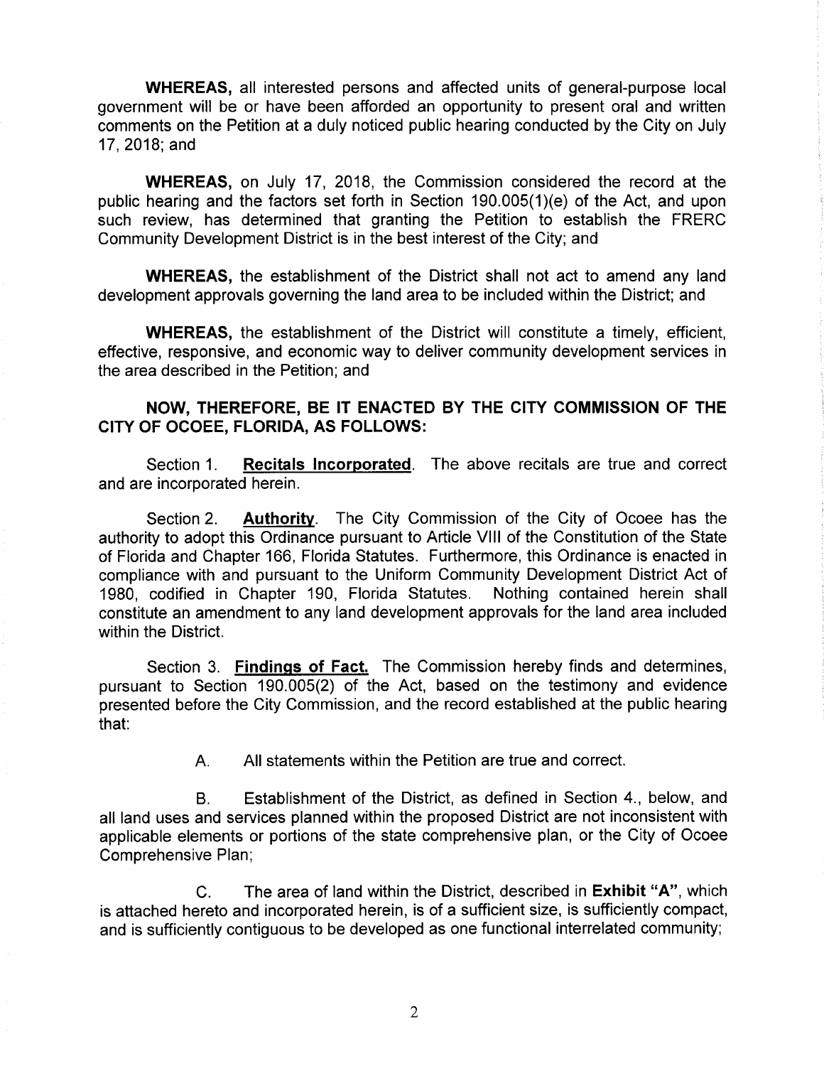**WHEREAS,** all interested persons and affected units of general-purpose local government will be or have been afforded an opportunity to present oral and written comments on the Petition at a duly noticed public hearing conducted by the City on July 17, 2018; and

**WHEREAS,** on July 17, 2018, the Commission considered the record at the public hearing and the factors set forth in Section 190.005(1)(e) of the Act, and upon such review, has determined that granting the Petition to establish the FRERC Community Development District is in the best interest of the City; and

**WHEREAS,** the establishment of the District shall not act to amend any land development approvals governing the land area to be included within the District; and

**WHEREAS,** the establishment of the District will constitute a timely, efficient, effective, responsive, and economic way to deliver community development services in the area described in the Petition; and

**NOW, THEREFORE, BE IT ENACTED BY THE CITY COMMISSION OF THE CITY OF OCOEE, FLORIDA, AS FOLLOWS:**

Section 1. **Recitals Incorporated**. The above recitals are true and correct and are incorporated herein.

Section 2. **Authority**. The City Commission of the City of Ocoee has the authority to adopt this Ordinance pursuant to Article VIII of the Constitution of the State of Florida and Chapter 166, Florida Statutes. Furthermore, this Ordinance is enacted in compliance with and pursuant to the Uniform Community Development District Act of 1980, codified in Chapter 190, Florida Statutes. Nothing contained herein shall constitute an amendment to any land development approvals for the land area included within the District.

Section 3. **Findings of Fact.** The Commission hereby finds and determines, pursuant to Section 190.005(2) of the Act, based on the testimony and evidence presented before the City Commission, and the record established at the public hearing that:

A. All statements within the Petition are true and correct.

B. Establishment of the District, as defined in Section 4., below, and all land uses and services planned within the proposed District are not inconsistent with applicable elements or portions of the state comprehensive plan, or the City of Ocoee Comprehensive Plan;

C. The area of land within the District, described in **Exhibit "A"**, which is attached hereto and incorporated herein, is of a sufficient size, is sufficiently compact, and is sufficiently contiguous to be developed as one functional interrelated community;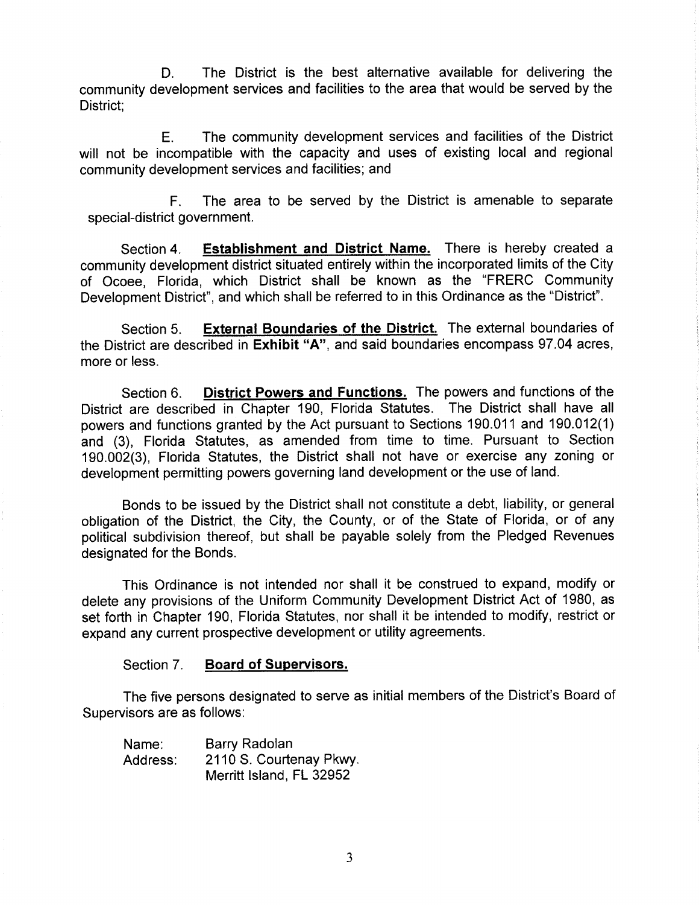D. The District is the best alternative available for delivering the community development services and facilities to the area that would be served by the District;

E. The community development services and facilities of the District will not be incompatible with the capacity and uses of existing local and regional community development services and facilities; and

F. The area to be served by the District is amenable to separate special-district government.

Section 4. **Establishment and District Name.** There is hereby created a community development district situated entirely within the incorporated limits of the City of Ocoee, Florida, which District shall be known as the "FRERC Community Development District", and which shall be referred to in this Ordinance as the "District".

Section 5. **External Boundaries of the District.** The external boundaries of the District are described in **Exhibit "A"**, and said boundaries encompass 97.04 acres, more or less.

Section 6. **District Powers and Functions.** The powers and functions of the District are described in Chapter 190, Florida Statutes. The District shall have all powers and functions granted by the Act pursuant to Sections 190.011 and 190.012(1) and (3), Florida Statutes, as amended from time to time. Pursuant to Section 190.002(3), Florida Statutes, the District shall not have or exercise any zoning or development permitting powers governing land development or the use of land.

Bonds to be issued by the District shall not constitute a debt, liability, or general obligation of the District, the City, the County, or of the State of Florida, or of any political subdivision thereof, but shall be payable solely from the Pledged Revenues designated for the Bonds.

This Ordinance is not intended nor shall it be construed to expand, modify or delete any provisions of the Uniform Community Development District Act of 1980, as set forth in Chapter 190, Florida Statutes, nor shall it be intended to modify, restrict or expand any current prospective development or utility agreements.

Section 7. **Board of Supervisors.**

The five persons designated to serve as initial members of the District's Board of Supervisors are as follows:

Name: Barry Radolan
Address: 2110 S. Courtenay Pkwy.
Merritt Island, FL 32952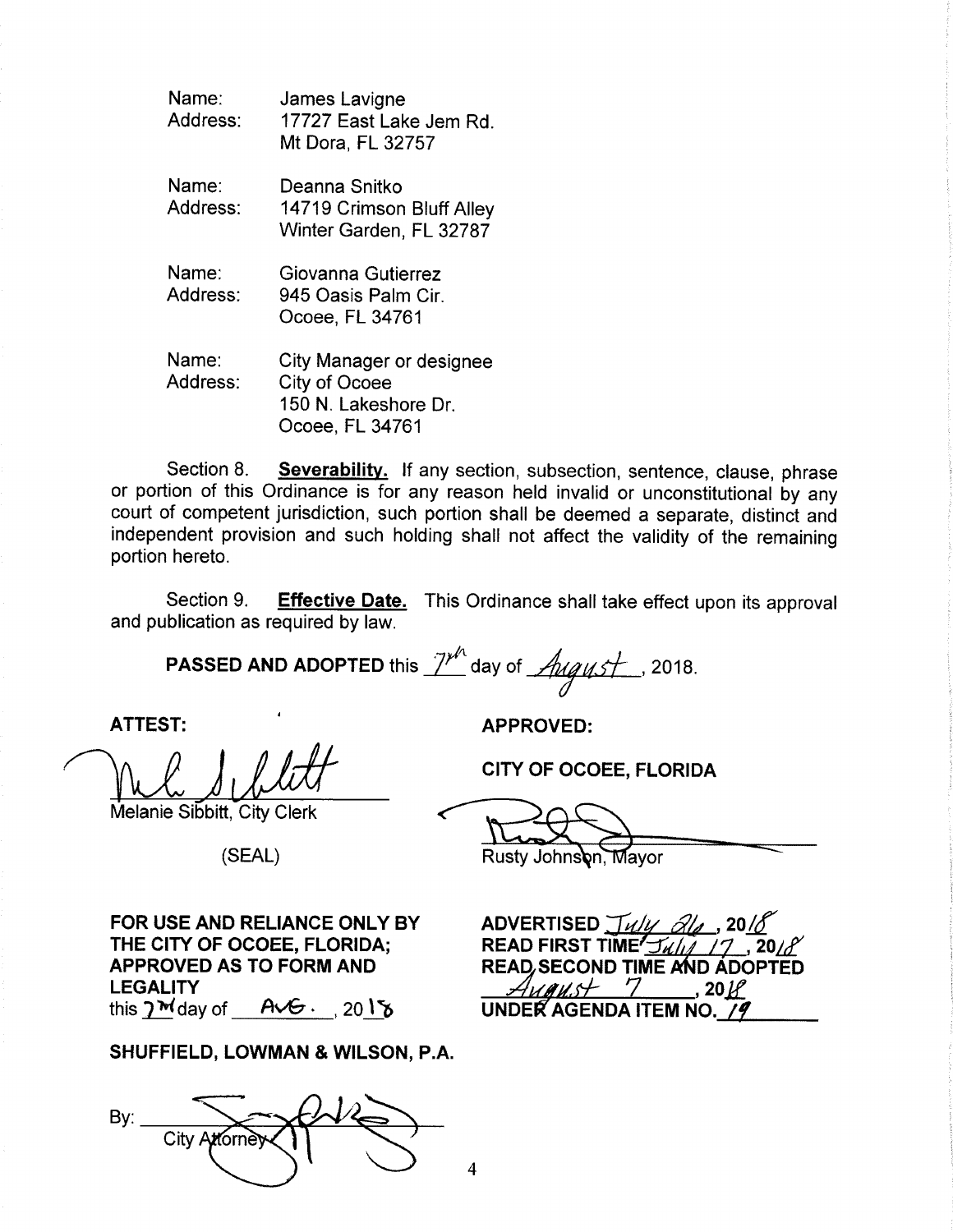Name: James Lavigne
Address: 17727 East Lake Jem Rd.
Mt Dora, FL 32757

Name: Deanna Snitko
Address: 14719 Crimson Bluff Alley
Winter Garden, FL 32787

Name: Giovanna Gutierrez
Address: 945 Oasis Palm Cir.
Ocoee, FL 34761

Name: City Manager or designee
Address: City of Ocoee
150 N. Lakeshore Dr.
Ocoee, FL 34761

Section 8. **Severability.** If any section, subsection, sentence, clause, phrase or portion of this Ordinance is for any reason held invalid or unconstitutional by any court of competent jurisdiction, such portion shall be deemed a separate, distinct and independent provision and such holding shall not affect the validity of the remaining portion hereto.

Section 9. **Effective Date.** This Ordinance shall take effect upon its approval and publication as required by law.

**PASSED AND ADOPTED** this 7th day of August, 2018.

**ATTEST:**

Melanie Sibbitt, City Clerk

(SEAL)

**APPROVED:**

**CITY OF OCOEE, FLORIDA**

Rusty Johnson, Mayor

**FOR USE AND RELIANCE ONLY BY THE CITY OF OCOEE, FLORIDA; APPROVED AS TO FORM AND LEGALITY**
this 7th day of AUG., 2018

**SHUFFIELD, LOWMAN & WILSON, P.A.**

By: City Attorney

**ADVERTISED** July 26, 2018
**READ FIRST TIME** July 17, 2018
**READ SECOND TIME AND ADOPTED** August 7, 2018
**UNDER AGENDA ITEM NO.** 19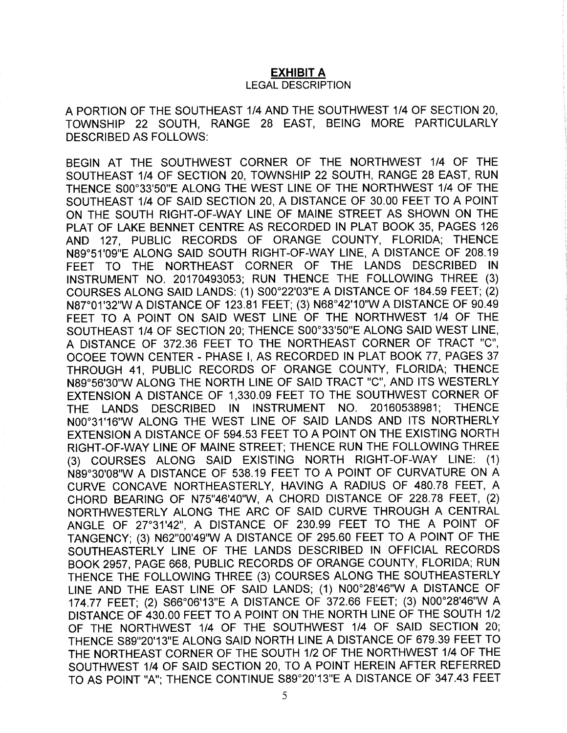**EXHIBIT A**

LEGAL DESCRIPTION

A PORTION OF THE SOUTHEAST 1/4 AND THE SOUTHWEST 1/4 OF SECTION 20, TOWNSHIP 22 SOUTH, RANGE 28 EAST, BEING MORE PARTICULARLY DESCRIBED AS FOLLOWS:

BEGIN AT THE SOUTHWEST CORNER OF THE NORTHWEST 1/4 OF THE SOUTHEAST 1/4 OF SECTION 20, TOWNSHIP 22 SOUTH, RANGE 28 EAST, RUN THENCE S00°33'50"E ALONG THE WEST LINE OF THE NORTHWEST 1/4 OF THE SOUTHEAST 1/4 OF SAID SECTION 20, A DISTANCE OF 30.00 FEET TO A POINT ON THE SOUTH RIGHT-OF-WAY LINE OF MAINE STREET AS SHOWN ON THE PLAT OF LAKE BENNET CENTRE AS RECORDED IN PLAT BOOK 35, PAGES 126 AND 127, PUBLIC RECORDS OF ORANGE COUNTY, FLORIDA; THENCE N89°51'09"E ALONG SAID SOUTH RIGHT-OF-WAY LINE, A DISTANCE OF 208.19 FEET TO THE NORTHEAST CORNER OF THE LANDS DESCRIBED IN INSTRUMENT NO. 20170493053; RUN THENCE THE FOLLOWING THREE (3) COURSES ALONG SAID LANDS: (1) S00°22'03"E A DISTANCE OF 184.59 FEET; (2) N87°01'32"W A DISTANCE OF 123.81 FEET; (3) N68°42'10"W A DISTANCE OF 90.49 FEET TO A POINT ON SAID WEST LINE OF THE NORTHWEST 1/4 OF THE SOUTHEAST 1/4 OF SECTION 20; THENCE S00°33'50"E ALONG SAID WEST LINE, A DISTANCE OF 372.36 FEET TO THE NORTHEAST CORNER OF TRACT "C", OCOEE TOWN CENTER - PHASE I, AS RECORDED IN PLAT BOOK 77, PAGES 37 THROUGH 41, PUBLIC RECORDS OF ORANGE COUNTY, FLORIDA; THENCE N89°56'30"W ALONG THE NORTH LINE OF SAID TRACT "C", AND ITS WESTERLY EXTENSION A DISTANCE OF 1,330.09 FEET TO THE SOUTHWEST CORNER OF THE LANDS DESCRIBED IN INSTRUMENT NO. 20160538981; THENCE N00°31'16"W ALONG THE WEST LINE OF SAID LANDS AND ITS NORTHERLY EXTENSION A DISTANCE OF 594.53 FEET TO A POINT ON THE EXISTING NORTH RIGHT-OF-WAY LINE OF MAINE STREET; THENCE RUN THE FOLLOWING THREE (3) COURSES ALONG SAID EXISTING NORTH RIGHT-OF-WAY LINE: (1) N89°30'08"W A DISTANCE OF 538.19 FEET TO A POINT OF CURVATURE ON A CURVE CONCAVE NORTHEASTERLY, HAVING A RADIUS OF 480.78 FEET, A CHORD BEARING OF N75"46'40"W, A CHORD DISTANCE OF 228.78 FEET, (2) NORTHWESTERLY ALONG THE ARC OF SAID CURVE THROUGH A CENTRAL ANGLE OF 27°31'42", A DISTANCE OF 230.99 FEET TO THE A POINT OF TANGENCY; (3) N62"00'49"W A DISTANCE OF 295.60 FEET TO A POINT OF THE SOUTHEASTERLY LINE OF THE LANDS DESCRIBED IN OFFICIAL RECORDS BOOK 2957, PAGE 668, PUBLIC RECORDS OF ORANGE COUNTY, FLORIDA; RUN THENCE THE FOLLOWING THREE (3) COURSES ALONG THE SOUTHEASTERLY LINE AND THE EAST LINE OF SAID LANDS; (1) N00°28'46"W A DISTANCE OF 174.77 FEET; (2) S66°06'13"E A DISTANCE OF 372.66 FEET; (3) N00°28'46"W A DISTANCE OF 430.00 FEET TO A POINT ON THE NORTH LINE OF THE SOUTH 1/2 OF THE NORTHWEST 1/4 OF THE SOUTHWEST 1/4 OF SAID SECTION 20; THENCE S89"20'13"E ALONG SAID NORTH LINE A DISTANCE OF 679.39 FEET TO THE NORTHEAST CORNER OF THE SOUTH 1/2 OF THE NORTHWEST 1/4 OF THE SOUTHWEST 1/4 OF SAID SECTION 20, TO A POINT HEREIN AFTER REFERRED TO AS POINT "A"; THENCE CONTINUE S89°20'13"E A DISTANCE OF 347.43 FEET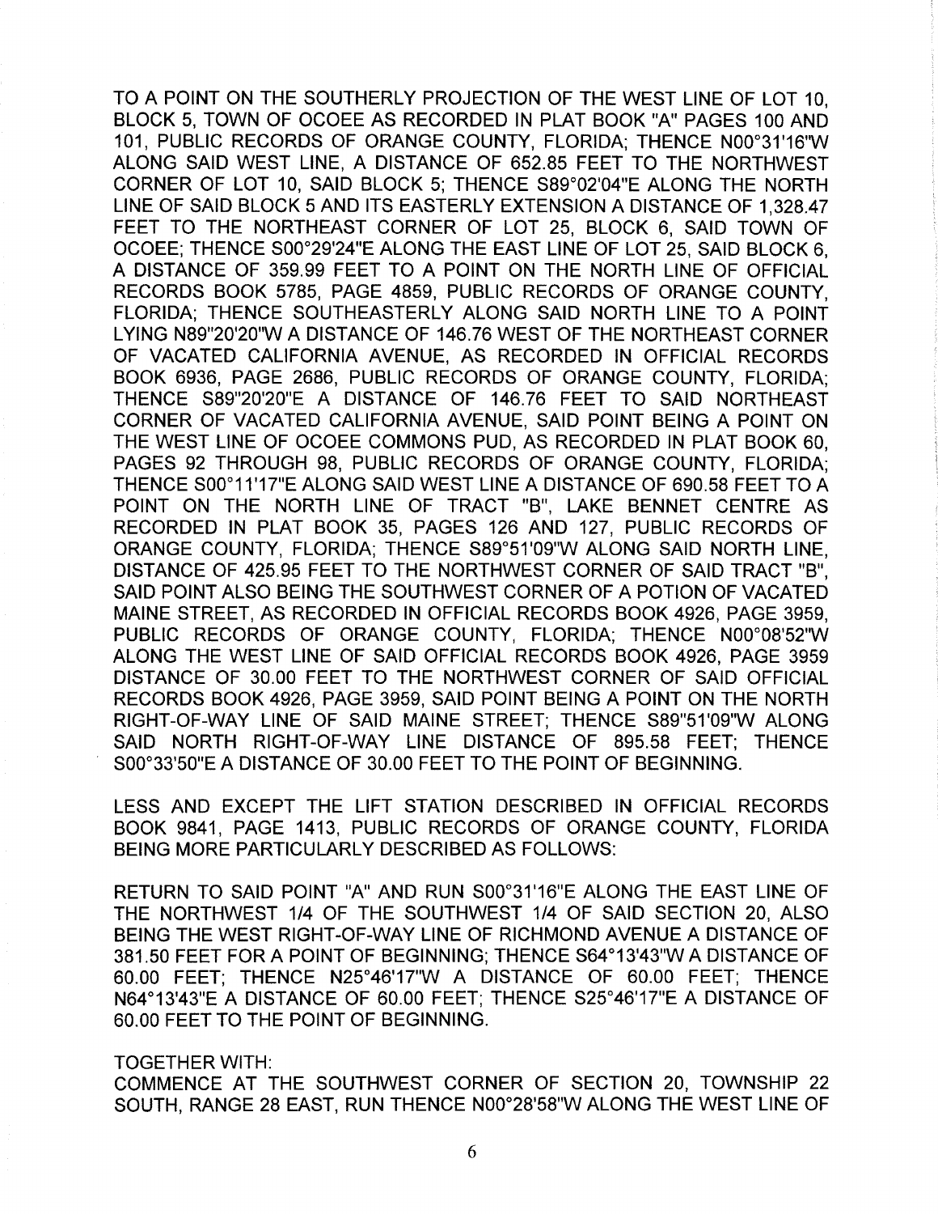TO A POINT ON THE SOUTHERLY PROJECTION OF THE WEST LINE OF LOT 10, BLOCK 5, TOWN OF OCOEE AS RECORDED IN PLAT BOOK "A" PAGES 100 AND 101, PUBLIC RECORDS OF ORANGE COUNTY, FLORIDA; THENCE N00°31'16"W ALONG SAID WEST LINE, A DISTANCE OF 652.85 FEET TO THE NORTHWEST CORNER OF LOT 10, SAID BLOCK 5; THENCE S89°02'04"E ALONG THE NORTH LINE OF SAID BLOCK 5 AND ITS EASTERLY EXTENSION A DISTANCE OF 1,328.47 FEET TO THE NORTHEAST CORNER OF LOT 25, BLOCK 6, SAID TOWN OF OCOEE; THENCE S00°29'24"E ALONG THE EAST LINE OF LOT 25, SAID BLOCK 6, A DISTANCE OF 359.99 FEET TO A POINT ON THE NORTH LINE OF OFFICIAL RECORDS BOOK 5785, PAGE 4859, PUBLIC RECORDS OF ORANGE COUNTY, FLORIDA; THENCE SOUTHEASTERLY ALONG SAID NORTH LINE TO A POINT LYING N89"20'20"W A DISTANCE OF 146.76 WEST OF THE NORTHEAST CORNER OF VACATED CALIFORNIA AVENUE, AS RECORDED IN OFFICIAL RECORDS BOOK 6936, PAGE 2686, PUBLIC RECORDS OF ORANGE COUNTY, FLORIDA; THENCE S89"20'20"E A DISTANCE OF 146.76 FEET TO SAID NORTHEAST CORNER OF VACATED CALIFORNIA AVENUE, SAID POINT BEING A POINT ON THE WEST LINE OF OCOEE COMMONS PUD, AS RECORDED IN PLAT BOOK 60, PAGES 92 THROUGH 98, PUBLIC RECORDS OF ORANGE COUNTY, FLORIDA; THENCE S00°11'17"E ALONG SAID WEST LINE A DISTANCE OF 690.58 FEET TO A POINT ON THE NORTH LINE OF TRACT "B", LAKE BENNET CENTRE AS RECORDED IN PLAT BOOK 35, PAGES 126 AND 127, PUBLIC RECORDS OF ORANGE COUNTY, FLORIDA; THENCE S89°51'09"W ALONG SAID NORTH LINE, DISTANCE OF 425.95 FEET TO THE NORTHWEST CORNER OF SAID TRACT "B", SAID POINT ALSO BEING THE SOUTHWEST CORNER OF A POTION OF VACATED MAINE STREET, AS RECORDED IN OFFICIAL RECORDS BOOK 4926, PAGE 3959, PUBLIC RECORDS OF ORANGE COUNTY, FLORIDA; THENCE N00°08'52"W ALONG THE WEST LINE OF SAID OFFICIAL RECORDS BOOK 4926, PAGE 3959 DISTANCE OF 30.00 FEET TO THE NORTHWEST CORNER OF SAID OFFICIAL RECORDS BOOK 4926, PAGE 3959, SAID POINT BEING A POINT ON THE NORTH RIGHT-OF-WAY LINE OF SAID MAINE STREET; THENCE S89"51'09"W ALONG SAID NORTH RIGHT-OF-WAY LINE DISTANCE OF 895.58 FEET; THENCE S00°33'50"E A DISTANCE OF 30.00 FEET TO THE POINT OF BEGINNING.

LESS AND EXCEPT THE LIFT STATION DESCRIBED IN OFFICIAL RECORDS BOOK 9841, PAGE 1413, PUBLIC RECORDS OF ORANGE COUNTY, FLORIDA BEING MORE PARTICULARLY DESCRIBED AS FOLLOWS:

RETURN TO SAID POINT "A" AND RUN S00°31'16"E ALONG THE EAST LINE OF THE NORTHWEST 1/4 OF THE SOUTHWEST 1/4 OF SAID SECTION 20, ALSO BEING THE WEST RIGHT-OF-WAY LINE OF RICHMOND AVENUE A DISTANCE OF 381.50 FEET FOR A POINT OF BEGINNING; THENCE S64°13'43"W A DISTANCE OF 60.00 FEET; THENCE N25°46'17"W A DISTANCE OF 60.00 FEET; THENCE N64°13'43"E A DISTANCE OF 60.00 FEET; THENCE S25°46'17"E A DISTANCE OF 60.00 FEET TO THE POINT OF BEGINNING.

TOGETHER WITH:
COMMENCE AT THE SOUTHWEST CORNER OF SECTION 20, TOWNSHIP 22 SOUTH, RANGE 28 EAST, RUN THENCE N00°28'58"W ALONG THE WEST LINE OF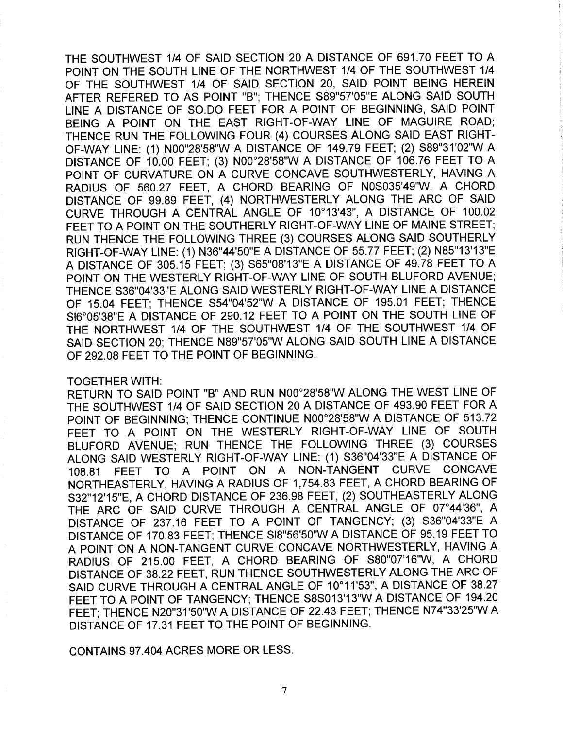THE SOUTHWEST 1/4 OF SAID SECTION 20 A DISTANCE OF 691.70 FEET TO A POINT ON THE SOUTH LINE OF THE NORTHWEST 1/4 OF THE SOUTHWEST 1/4 OF THE SOUTHWEST 1/4 OF SAID SECTION 20, SAID POINT BEING HEREIN AFTER REFERED TO AS POINT "B"; THENCE S89"57'05"E ALONG SAID SOUTH LINE A DISTANCE OF SO.DO FEET FOR A POINT OF BEGINNING, SAID POINT BEING A POINT ON THE EAST RIGHT-OF-WAY LINE OF MAGUIRE ROAD; THENCE RUN THE FOLLOWING FOUR (4) COURSES ALONG SAID EAST RIGHT-OF-WAY LINE: (1) N00"28'58"W A DISTANCE OF 149.79 FEET; (2) S89"31'02"W A DISTANCE OF 10.00 FEET; (3) N00°28'58"W A DISTANCE OF 106.76 FEET TO A POINT OF CURVATURE ON A CURVE CONCAVE SOUTHWESTERLY, HAVING A RADIUS OF 560.27 FEET, A CHORD BEARING OF N0S035'49"W, A CHORD DISTANCE OF 99.89 FEET, (4) NORTHWESTERLY ALONG THE ARC OF SAID CURVE THROUGH A CENTRAL ANGLE OF 10°13'43", A DISTANCE OF 100.02 FEET TO A POINT ON THE SOUTHERLY RIGHT-OF-WAY LINE OF MAINE STREET; RUN THENCE THE FOLLOWING THREE (3) COURSES ALONG SAID SOUTHERLY RIGHT-OF-WAY LINE: (1) N36"44'50"E A DISTANCE OF 55.77 FEET; (2) N85"13'13"E A DISTANCE OF 305.15 FEET; (3) S65"08'13"E A DISTANCE OF 49.78 FEET TO A POINT ON THE WESTERLY RIGHT-OF-WAY LINE OF SOUTH BLUFORD AVENUE; THENCE S36"04'33"E ALONG SAID WESTERLY RIGHT-OF-WAY LINE A DISTANCE OF 15.04 FEET; THENCE S54"04'52"W A DISTANCE OF 195.01 FEET; THENCE SI6°05'38"E A DISTANCE OF 290.12 FEET TO A POINT ON THE SOUTH LINE OF THE NORTHWEST 1/4 OF THE SOUTHWEST 1/4 OF THE SOUTHWEST 1/4 OF SAID SECTION 20; THENCE N89"57'05"W ALONG SAID SOUTH LINE A DISTANCE OF 292.08 FEET TO THE POINT OF BEGINNING.

TOGETHER WITH:
RETURN TO SAID POINT "B" AND RUN N00°28'58"W ALONG THE WEST LINE OF THE SOUTHWEST 1/4 OF SAID SECTION 20 A DISTANCE OF 493.90 FEET FOR A POINT OF BEGINNING; THENCE CONTINUE N00°28'58"W A DISTANCE OF 513.72 FEET TO A POINT ON THE WESTERLY RIGHT-OF-WAY LINE OF SOUTH BLUFORD AVENUE; RUN THENCE THE FOLLOWING THREE (3) COURSES ALONG SAID WESTERLY RIGHT-OF-WAY LINE: (1) S36"04'33"E A DISTANCE OF 108.81 FEET TO A POINT ON A NON-TANGENT CURVE CONCAVE NORTHEASTERLY, HAVING A RADIUS OF 1,754.83 FEET, A CHORD BEARING OF S32"12'15"E, A CHORD DISTANCE OF 236.98 FEET, (2) SOUTHEASTERLY ALONG THE ARC OF SAID CURVE THROUGH A CENTRAL ANGLE OF 07°44'36", A DISTANCE OF 237.16 FEET TO A POINT OF TANGENCY; (3) S36"04'33"E A DISTANCE OF 170.83 FEET; THENCE SI8"56'50"W A DISTANCE OF 95.19 FEET TO A POINT ON A NON-TANGENT CURVE CONCAVE NORTHWESTERLY, HAVING A RADIUS OF 215.00 FEET, A CHORD BEARING OF S80"07'16"W, A CHORD DISTANCE OF 38.22 FEET, RUN THENCE SOUTHWESTERLY ALONG THE ARC OF SAID CURVE THROUGH A CENTRAL ANGLE OF 10°11'53", A DISTANCE OF 38.27 FEET TO A POINT OF TANGENCY; THENCE S8S013'13"W A DISTANCE OF 194.20 FEET; THENCE N20"31'50"W A DISTANCE OF 22.43 FEET; THENCE N74"33'25"W A DISTANCE OF 17.31 FEET TO THE POINT OF BEGINNING.

CONTAINS 97.404 ACRES MORE OR LESS.